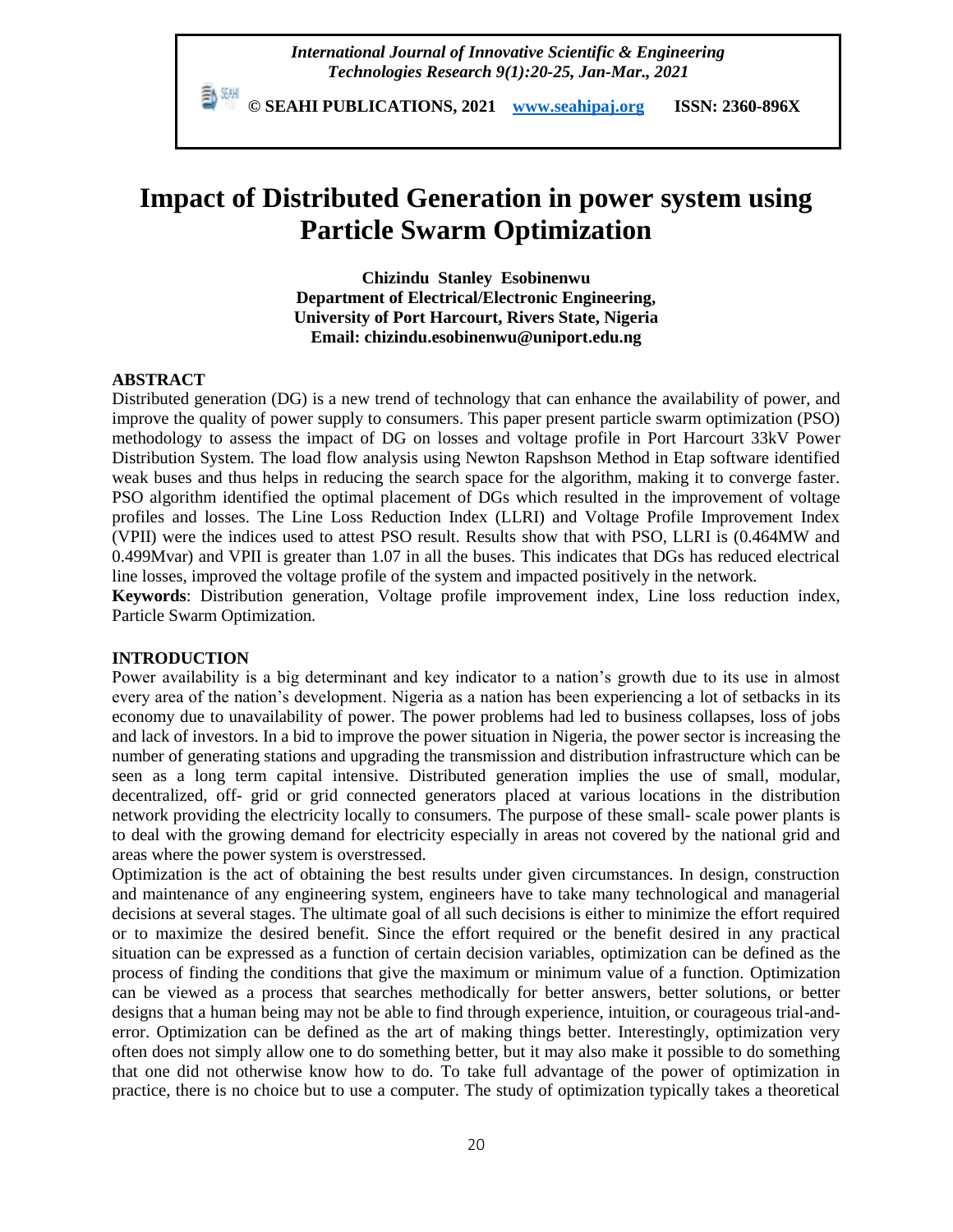# Impact of Distributed Generation in power system using Particle Swarm Optimization

**Chizindu Stanley Esobinenwu**
**Department of Electrical/Electronic Engineering,**
**University of Port Harcourt, Rivers State, Nigeria**
**Email: chizindu.esobinenwu@uniport.edu.ng**

## ABSTRACT

Distributed generation (DG) is a new trend of technology that can enhance the availability of power, and improve the quality of power supply to consumers. This paper present particle swarm optimization (PSO) methodology to assess the impact of DG on losses and voltage profile in Port Harcourt 33kV Power Distribution System. The load flow analysis using Newton Rapshson Method in Etap software identified weak buses and thus helps in reducing the search space for the algorithm, making it to converge faster. PSO algorithm identified the optimal placement of DGs which resulted in the improvement of voltage profiles and losses. The Line Loss Reduction Index (LLRI) and Voltage Profile Improvement Index (VPII) were the indices used to attest PSO result. Results show that with PSO, LLRI is (0.464MW and 0.499Mvar) and VPII is greater than 1.07 in all the buses. This indicates that DGs has reduced electrical line losses, improved the voltage profile of the system and impacted positively in the network.

**Keywords**: Distribution generation, Voltage profile improvement index, Line loss reduction index, Particle Swarm Optimization.

## INTRODUCTION

Power availability is a big determinant and key indicator to a nation's growth due to its use in almost every area of the nation's development. Nigeria as a nation has been experiencing a lot of setbacks in its economy due to unavailability of power. The power problems had led to business collapses, loss of jobs and lack of investors. In a bid to improve the power situation in Nigeria, the power sector is increasing the number of generating stations and upgrading the transmission and distribution infrastructure which can be seen as a long term capital intensive. Distributed generation implies the use of small, modular, decentralized, off- grid or grid connected generators placed at various locations in the distribution network providing the electricity locally to consumers. The purpose of these small- scale power plants is to deal with the growing demand for electricity especially in areas not covered by the national grid and areas where the power system is overstressed.

Optimization is the act of obtaining the best results under given circumstances. In design, construction and maintenance of any engineering system, engineers have to take many technological and managerial decisions at several stages. The ultimate goal of all such decisions is either to minimize the effort required or to maximize the desired benefit. Since the effort required or the benefit desired in any practical situation can be expressed as a function of certain decision variables, optimization can be defined as the process of finding the conditions that give the maximum or minimum value of a function. Optimization can be viewed as a process that searches methodically for better answers, better solutions, or better designs that a human being may not be able to find through experience, intuition, or courageous trial-and-error. Optimization can be defined as the art of making things better. Interestingly, optimization very often does not simply allow one to do something better, but it may also make it possible to do something that one did not otherwise know how to do. To take full advantage of the power of optimization in practice, there is no choice but to use a computer. The study of optimization typically takes a theoretical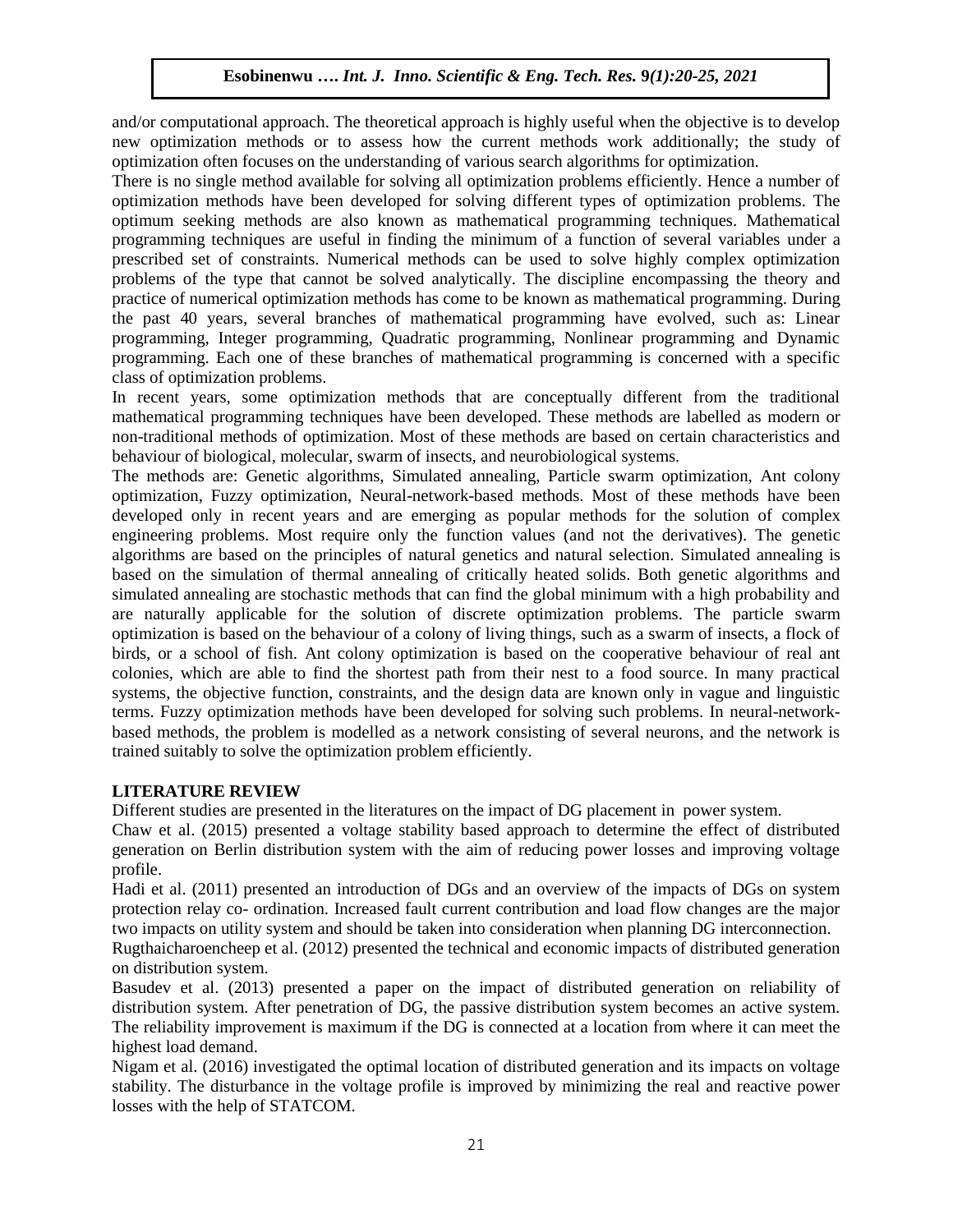and/or computational approach. The theoretical approach is highly useful when the objective is to develop new optimization methods or to assess how the current methods work additionally; the study of optimization often focuses on the understanding of various search algorithms for optimization.

There is no single method available for solving all optimization problems efficiently. Hence a number of optimization methods have been developed for solving different types of optimization problems. The optimum seeking methods are also known as mathematical programming techniques. Mathematical programming techniques are useful in finding the minimum of a function of several variables under a prescribed set of constraints. Numerical methods can be used to solve highly complex optimization problems of the type that cannot be solved analytically. The discipline encompassing the theory and practice of numerical optimization methods has come to be known as mathematical programming. During the past 40 years, several branches of mathematical programming have evolved, such as: Linear programming, Integer programming, Quadratic programming, Nonlinear programming and Dynamic programming. Each one of these branches of mathematical programming is concerned with a specific class of optimization problems.

In recent years, some optimization methods that are conceptually different from the traditional mathematical programming techniques have been developed. These methods are labelled as modern or non-traditional methods of optimization. Most of these methods are based on certain characteristics and behaviour of biological, molecular, swarm of insects, and neurobiological systems.

The methods are: Genetic algorithms, Simulated annealing, Particle swarm optimization, Ant colony optimization, Fuzzy optimization, Neural-network-based methods. Most of these methods have been developed only in recent years and are emerging as popular methods for the solution of complex engineering problems. Most require only the function values (and not the derivatives). The genetic algorithms are based on the principles of natural genetics and natural selection. Simulated annealing is based on the simulation of thermal annealing of critically heated solids. Both genetic algorithms and simulated annealing are stochastic methods that can find the global minimum with a high probability and are naturally applicable for the solution of discrete optimization problems. The particle swarm optimization is based on the behaviour of a colony of living things, such as a swarm of insects, a flock of birds, or a school of fish. Ant colony optimization is based on the cooperative behaviour of real ant colonies, which are able to find the shortest path from their nest to a food source. In many practical systems, the objective function, constraints, and the design data are known only in vague and linguistic terms. Fuzzy optimization methods have been developed for solving such problems. In neural-network-based methods, the problem is modelled as a network consisting of several neurons, and the network is trained suitably to solve the optimization problem efficiently.

## LITERATURE REVIEW

Different studies are presented in the literatures on the impact of DG placement in power system.

Chaw et al. (2015) presented a voltage stability based approach to determine the effect of distributed generation on Berlin distribution system with the aim of reducing power losses and improving voltage profile.

Hadi et al. (2011) presented an introduction of DGs and an overview of the impacts of DGs on system protection relay co- ordination. Increased fault current contribution and load flow changes are the major two impacts on utility system and should be taken into consideration when planning DG interconnection.

Rugthaicharoencheep et al. (2012) presented the technical and economic impacts of distributed generation on distribution system.

Basudev et al. (2013) presented a paper on the impact of distributed generation on reliability of distribution system. After penetration of DG, the passive distribution system becomes an active system. The reliability improvement is maximum if the DG is connected at a location from where it can meet the highest load demand.

Nigam et al. (2016) investigated the optimal location of distributed generation and its impacts on voltage stability. The disturbance in the voltage profile is improved by minimizing the real and reactive power losses with the help of STATCOM.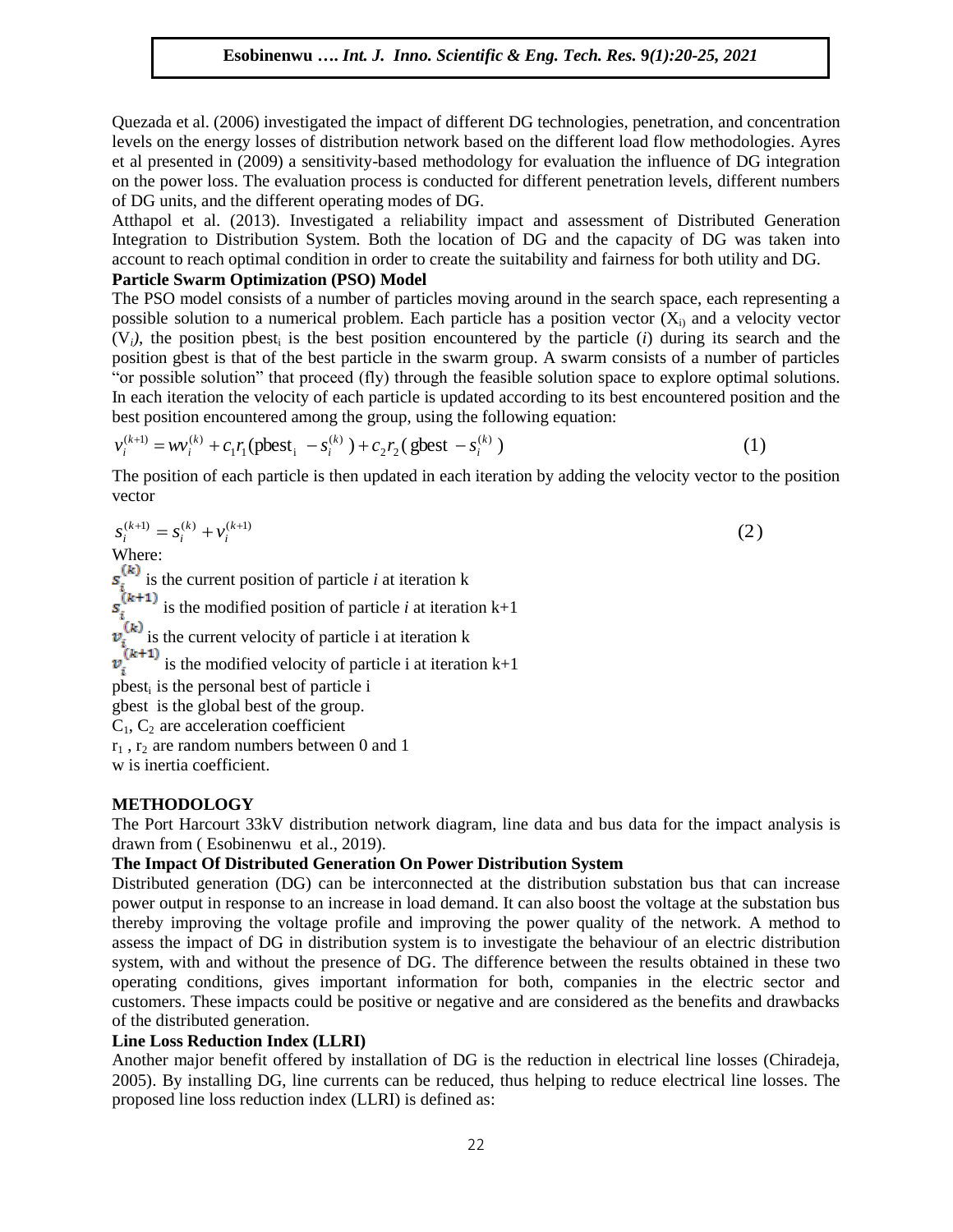Quezada et al. (2006) investigated the impact of different DG technologies, penetration, and concentration levels on the energy losses of distribution network based on the different load flow methodologies. Ayres et al presented in (2009) a sensitivity-based methodology for evaluation the influence of DG integration on the power loss. The evaluation process is conducted for different penetration levels, different numbers of DG units, and the different operating modes of DG.

Atthapol et al. (2013). Investigated a reliability impact and assessment of Distributed Generation Integration to Distribution System. Both the location of DG and the capacity of DG was taken into account to reach optimal condition in order to create the suitability and fairness for both utility and DG.

**Particle Swarm Optimization (PSO) Model**

The PSO model consists of a number of particles moving around in the search space, each representing a possible solution to a numerical problem. Each particle has a position vector ($X_i$) and a velocity vector ($V_i$), the position $pbest_i$ is the best position encountered by the particle (*i*) during its search and the position gbest is that of the best particle in the swarm group. A swarm consists of a number of particles "or possible solution" that proceed (fly) through the feasible solution space to explore optimal solutions. In each iteration the velocity of each particle is updated according to its best encountered position and the best position encountered among the group, using the following equation:

$$v_i^{(k+1)} = wv_i^{(k)} + c_1 r_1(\text{pbest}_i - s_i^{(k)}) + c_2 r_2(\text{gbest} - s_i^{(k)}) \qquad (1)$$

The position of each particle is then updated in each iteration by adding the velocity vector to the position vector

$$s_i^{(k+1)} = s_i^{(k)} + v_i^{(k+1)} \qquad (2)$$

Where:

$s_i^{(k)}$ is the current position of particle *i* at iteration k

$s_i^{(k+1)}$ is the modified position of particle *i* at iteration k+1

$v_i^{(k)}$ is the current velocity of particle i at iteration k

$v_i^{(k+1)}$ is the modified velocity of particle i at iteration k+1

$pbest_i$ is the personal best of particle i

gbest is the global best of the group.

$C_1$, $C_2$ are acceleration coefficient

$r_1$ , $r_2$ are random numbers between 0 and 1

w is inertia coefficient.

**METHODOLOGY**

The Port Harcourt 33kV distribution network diagram, line data and bus data for the impact analysis is drawn from ( Esobinenwu et al., 2019).

**The Impact Of Distributed Generation On Power Distribution System**

Distributed generation (DG) can be interconnected at the distribution substation bus that can increase power output in response to an increase in load demand. It can also boost the voltage at the substation bus thereby improving the voltage profile and improving the power quality of the network. A method to assess the impact of DG in distribution system is to investigate the behaviour of an electric distribution system, with and without the presence of DG. The difference between the results obtained in these two operating conditions, gives important information for both, companies in the electric sector and customers. These impacts could be positive or negative and are considered as the benefits and drawbacks of the distributed generation.

**Line Loss Reduction Index (LLRI)**

Another major benefit offered by installation of DG is the reduction in electrical line losses (Chiradeja, 2005). By installing DG, line currents can be reduced, thus helping to reduce electrical line losses. The proposed line loss reduction index (LLRI) is defined as: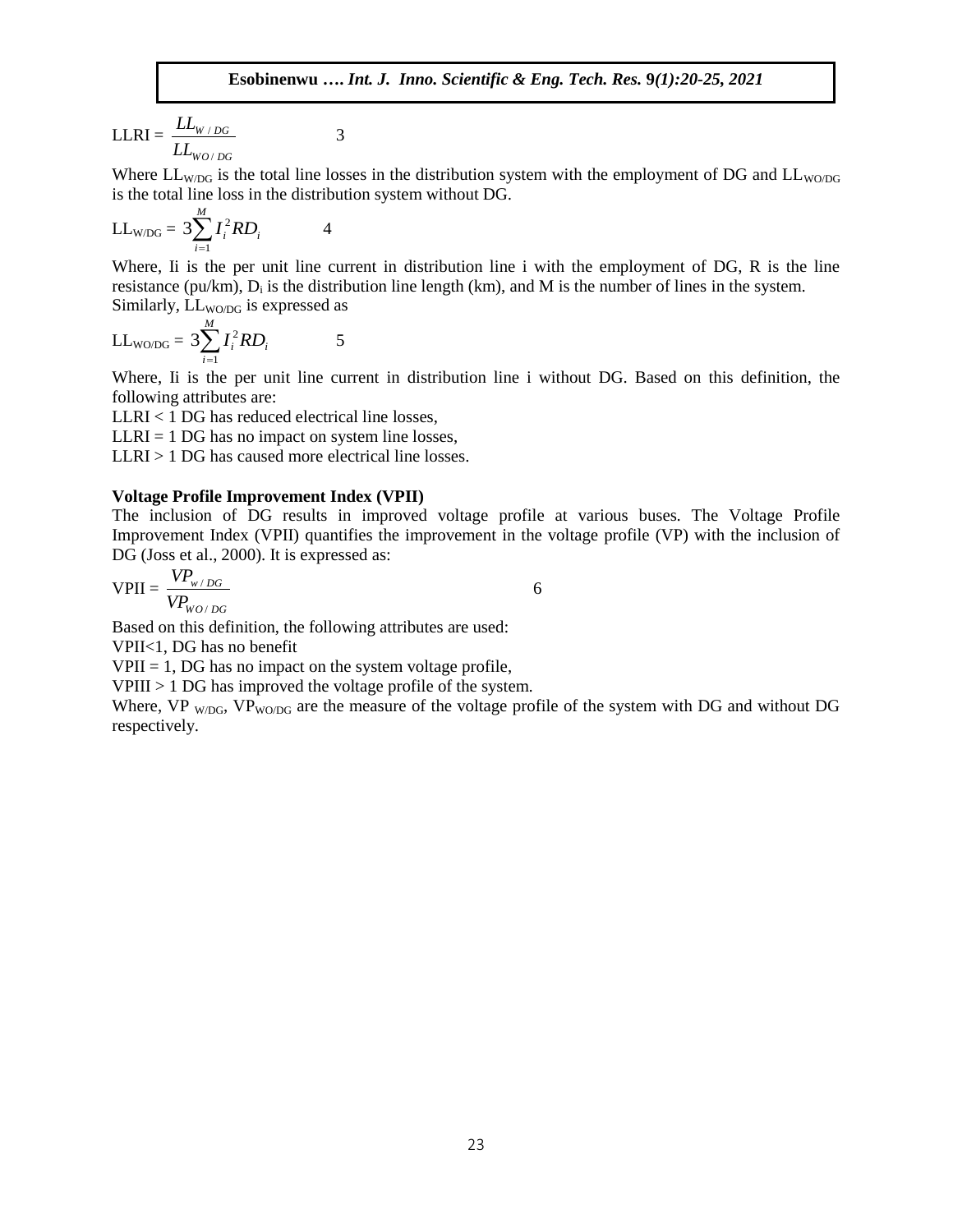$$\text{LLRI} = \frac{LL_{W/DG}}{LL_{WO/DG}} \quad 3$$

Where $LL_{W/DG}$ is the total line losses in the distribution system with the employment of DG and $LL_{WO/DG}$ is the total line loss in the distribution system without DG.

$$LL_{W/DG} = 3\sum_{i=1}^{M} I_i^2 R D_i \quad 4$$

Where, Ii is the per unit line current in distribution line i with the employment of DG, R is the line resistance (pu/km), $D_i$ is the distribution line length (km), and M is the number of lines in the system.
Similarly, $LL_{WO/DG}$ is expressed as

$$LL_{WO/DG} = 3\sum_{i=1}^{M} I_i^2 R D_i \quad 5$$

Where, Ii is the per unit line current in distribution line i without DG. Based on this definition, the following attributes are:

LLRI < 1 DG has reduced electrical line losses,

LLRI = 1 DG has no impact on system line losses,

LLRI > 1 DG has caused more electrical line losses.

**Voltage Profile Improvement Index (VPII)**

The inclusion of DG results in improved voltage profile at various buses. The Voltage Profile Improvement Index (VPII) quantifies the improvement in the voltage profile (VP) with the inclusion of DG (Joss et al., 2000). It is expressed as:

$$\text{VPII} = \frac{VP_{w/DG}}{VP_{WO/DG}} \quad 6$$

Based on this definition, the following attributes are used:

VPII<1, DG has no benefit

VPII = 1, DG has no impact on the system voltage profile,

VPIII > 1 DG has improved the voltage profile of the system.

Where, $VP_{W/DG}$, $VP_{WO/DG}$ are the measure of the voltage profile of the system with DG and without DG respectively.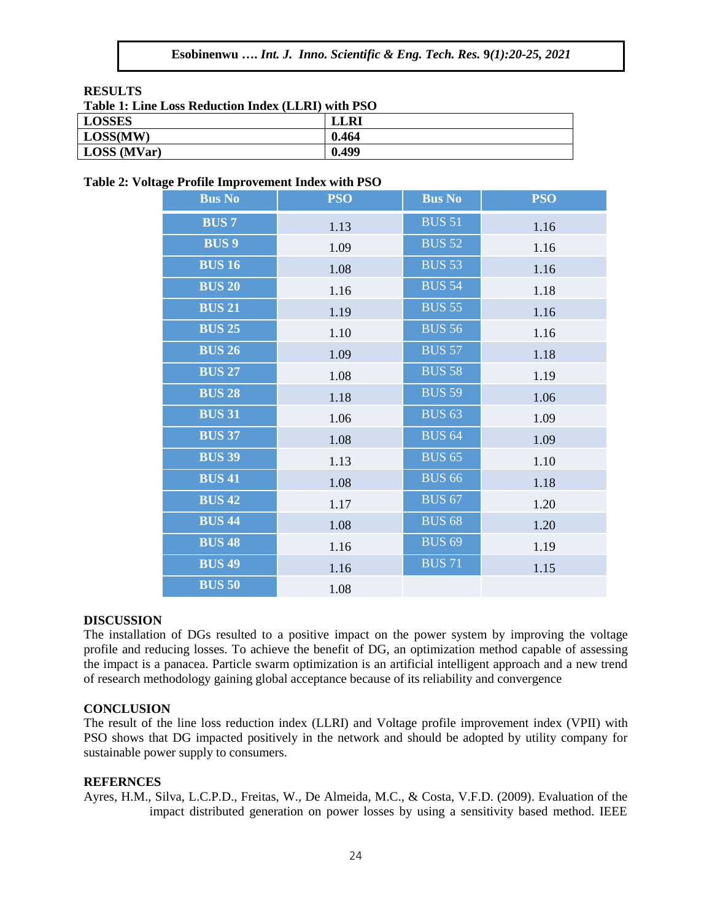## RESULTS

**Table 1: Line Loss Reduction Index (LLRI) with PSO**

| LOSSES | LLRI |
|---|---|
| LOSS(MW) | 0.464 |
| LOSS (MVar) | 0.499 |

**Table 2: Voltage Profile Improvement Index with PSO**

| Bus No | PSO | Bus No | PSO |
|---|---|---|---|
| BUS 7 | 1.13 | BUS 51 | 1.16 |
| BUS 9 | 1.09 | BUS 52 | 1.16 |
| BUS 16 | 1.08 | BUS 53 | 1.16 |
| BUS 20 | 1.16 | BUS 54 | 1.18 |
| BUS 21 | 1.19 | BUS 55 | 1.16 |
| BUS 25 | 1.10 | BUS 56 | 1.16 |
| BUS 26 | 1.09 | BUS 57 | 1.18 |
| BUS 27 | 1.08 | BUS 58 | 1.19 |
| BUS 28 | 1.18 | BUS 59 | 1.06 |
| BUS 31 | 1.06 | BUS 63 | 1.09 |
| BUS 37 | 1.08 | BUS 64 | 1.09 |
| BUS 39 | 1.13 | BUS 65 | 1.10 |
| BUS 41 | 1.08 | BUS 66 | 1.18 |
| BUS 42 | 1.17 | BUS 67 | 1.20 |
| BUS 44 | 1.08 | BUS 68 | 1.20 |
| BUS 48 | 1.16 | BUS 69 | 1.19 |
| BUS 49 | 1.16 | BUS 71 | 1.15 |
| BUS 50 | 1.08 | | |

## DISCUSSION

The installation of DGs resulted to a positive impact on the power system by improving the voltage profile and reducing losses. To achieve the benefit of DG, an optimization method capable of assessing the impact is a panacea. Particle swarm optimization is an artificial intelligent approach and a new trend of research methodology gaining global acceptance because of its reliability and convergence

## CONCLUSION

The result of the line loss reduction index (LLRI) and Voltage profile improvement index (VPII) with PSO shows that DG impacted positively in the network and should be adopted by utility company for sustainable power supply to consumers.

## REFERNCES

Ayres, H.M., Silva, L.C.P.D., Freitas, W., De Almeida, M.C., & Costa, V.F.D. (2009). Evaluation of the impact distributed generation on power losses by using a sensitivity based method. IEEE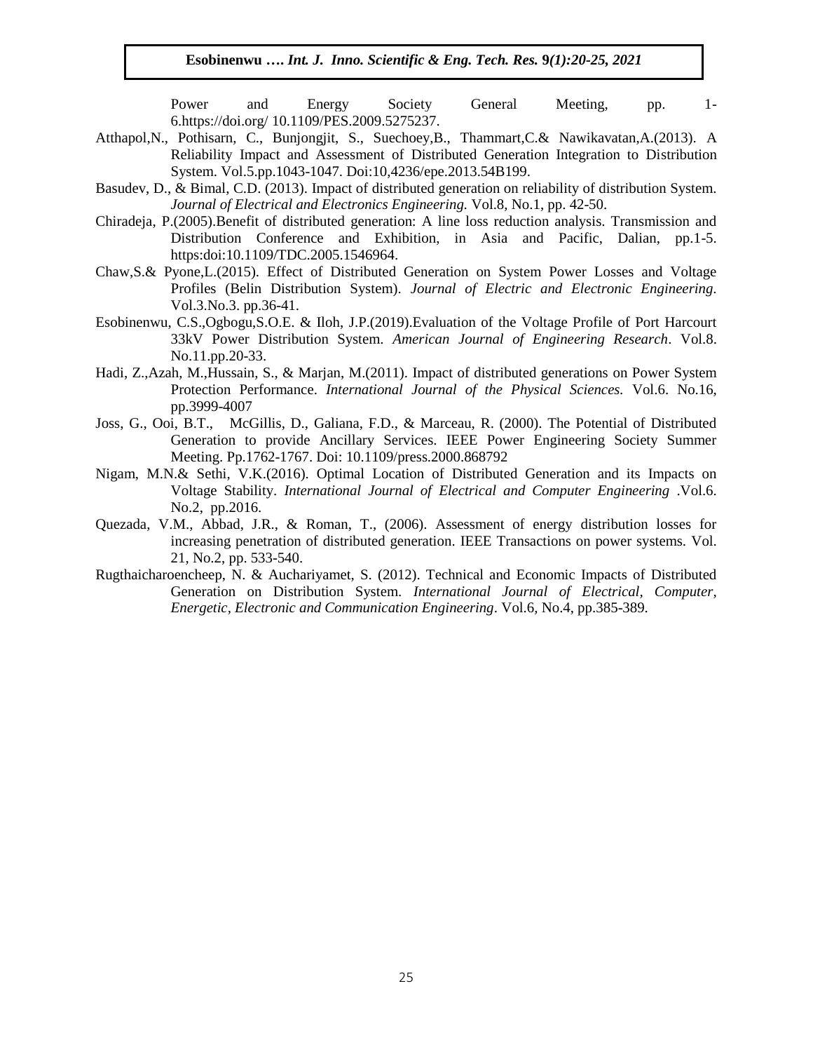Power and Energy Society General Meeting, pp. 1-6.https://doi.org/ 10.1109/PES.2009.5275237.

Atthapol,N., Pothisarn, C., Bunjongjit, S., Suechoey,B., Thammart,C.& Nawikavatan,A.(2013). A Reliability Impact and Assessment of Distributed Generation Integration to Distribution System. Vol.5.pp.1043-1047. Doi:10,4236/epe.2013.54B199.

Basudev, D., & Bimal, C.D. (2013). Impact of distributed generation on reliability of distribution System. *Journal of Electrical and Electronics Engineering.* Vol.8, No.1, pp. 42-50.

Chiradeja, P.(2005).Benefit of distributed generation: A line loss reduction analysis. Transmission and Distribution Conference and Exhibition, in Asia and Pacific, Dalian, pp.1-5. https:doi:10.1109/TDC.2005.1546964.

Chaw,S.& Pyone,L.(2015). Effect of Distributed Generation on System Power Losses and Voltage Profiles (Belin Distribution System). *Journal of Electric and Electronic Engineering.* Vol.3.No.3. pp.36-41.

Esobinenwu, C.S.,Ogbogu,S.O.E. & Iloh, J.P.(2019).Evaluation of the Voltage Profile of Port Harcourt 33kV Power Distribution System. *American Journal of Engineering Research*. Vol.8. No.11.pp.20-33.

Hadi, Z.,Azah, M.,Hussain, S., & Marjan, M.(2011). Impact of distributed generations on Power System Protection Performance. *International Journal of the Physical Sciences.* Vol.6. No.16, pp.3999-4007

Joss, G., Ooi, B.T., McGillis, D., Galiana, F.D., & Marceau, R. (2000). The Potential of Distributed Generation to provide Ancillary Services. IEEE Power Engineering Society Summer Meeting. Pp.1762-1767. Doi: 10.1109/press.2000.868792

Nigam, M.N.& Sethi, V.K.(2016). Optimal Location of Distributed Generation and its Impacts on Voltage Stability. *International Journal of Electrical and Computer Engineering* .Vol.6. No.2, pp.2016.

Quezada, V.M., Abbad, J.R., & Roman, T., (2006). Assessment of energy distribution losses for increasing penetration of distributed generation. IEEE Transactions on power systems. Vol. 21, No.2, pp. 533-540.

Rugthaicharoencheep, N. & Auchariyamet, S. (2012). Technical and Economic Impacts of Distributed Generation on Distribution System. *International Journal of Electrical, Computer, Energetic, Electronic and Communication Engineering*. Vol.6, No.4, pp.385-389.